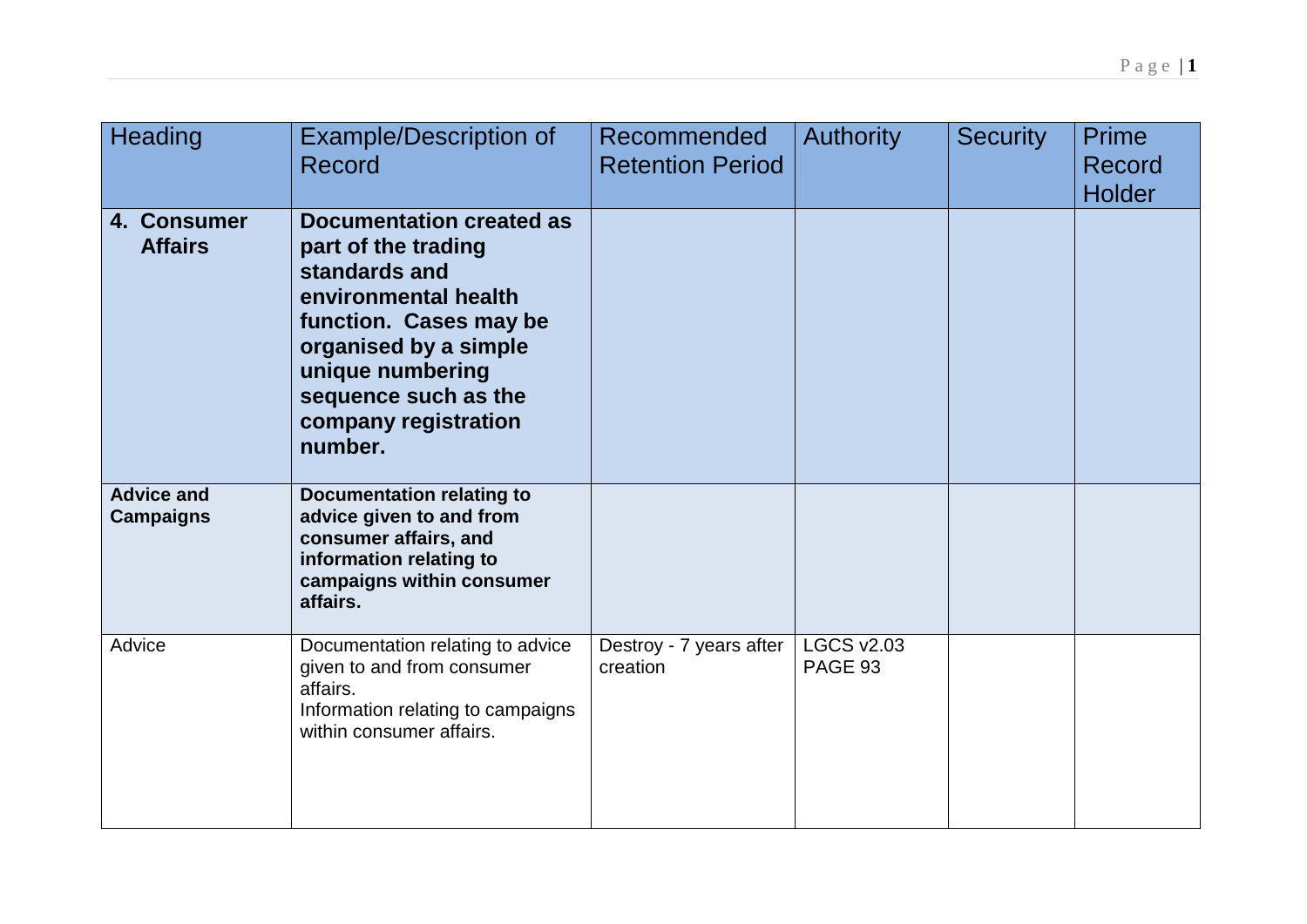| Heading | Example/Description of Record | Recommended Retention Period | Authority | Security | Prime Record Holder |
|---|---|---|---|---|---|
| **4. Consumer Affairs** | **Documentation created as part of the trading standards and environmental health function. Cases may be organised by a simple unique numbering sequence such as the company registration number.** | | | | |
| **Advice and Campaigns** | **Documentation relating to advice given to and from consumer affairs, and information relating to campaigns within consumer affairs.** | | | | |
| Advice | Documentation relating to advice given to and from consumer affairs.<br>Information relating to campaigns within consumer affairs. | Destroy - 7 years after creation | LGCS v2.03 PAGE 93 | | |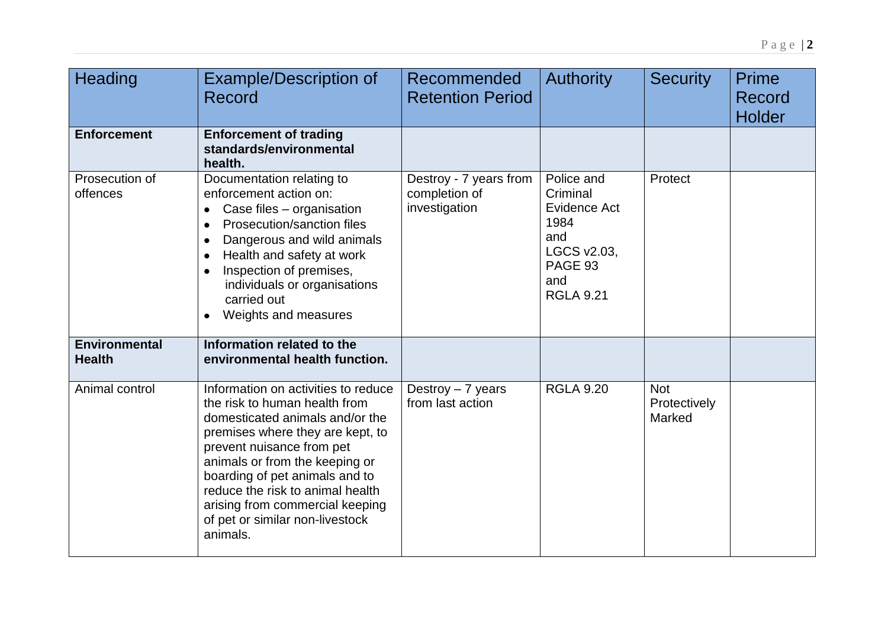| Heading | Example/Description of Record | Recommended Retention Period | Authority | Security | Prime Record Holder |
|---|---|---|---|---|---|
| **Enforcement** | **Enforcement of trading standards/environmental health.** | | | | |
| Prosecution of offences | Documentation relating to enforcement action on:<br>• Case files – organisation<br>• Prosecution/sanction files<br>• Dangerous and wild animals<br>• Health and safety at work<br>• Inspection of premises, individuals or organisations carried out<br>• Weights and measures | Destroy - 7 years from completion of investigation | Police and Criminal Evidence Act 1984 and LGCS v2.03, PAGE 93 and RGLA 9.21 | Protect | |
| **Environmental Health** | **Information related to the environmental health function.** | | | | |
| Animal control | Information on activities to reduce the risk to human health from domesticated animals and/or the premises where they are kept, to prevent nuisance from pet animals or from the keeping or boarding of pet animals and to reduce the risk to animal health arising from commercial keeping of pet or similar non-livestock animals. | Destroy – 7 years from last action | RGLA 9.20 | Not Protectively Marked | |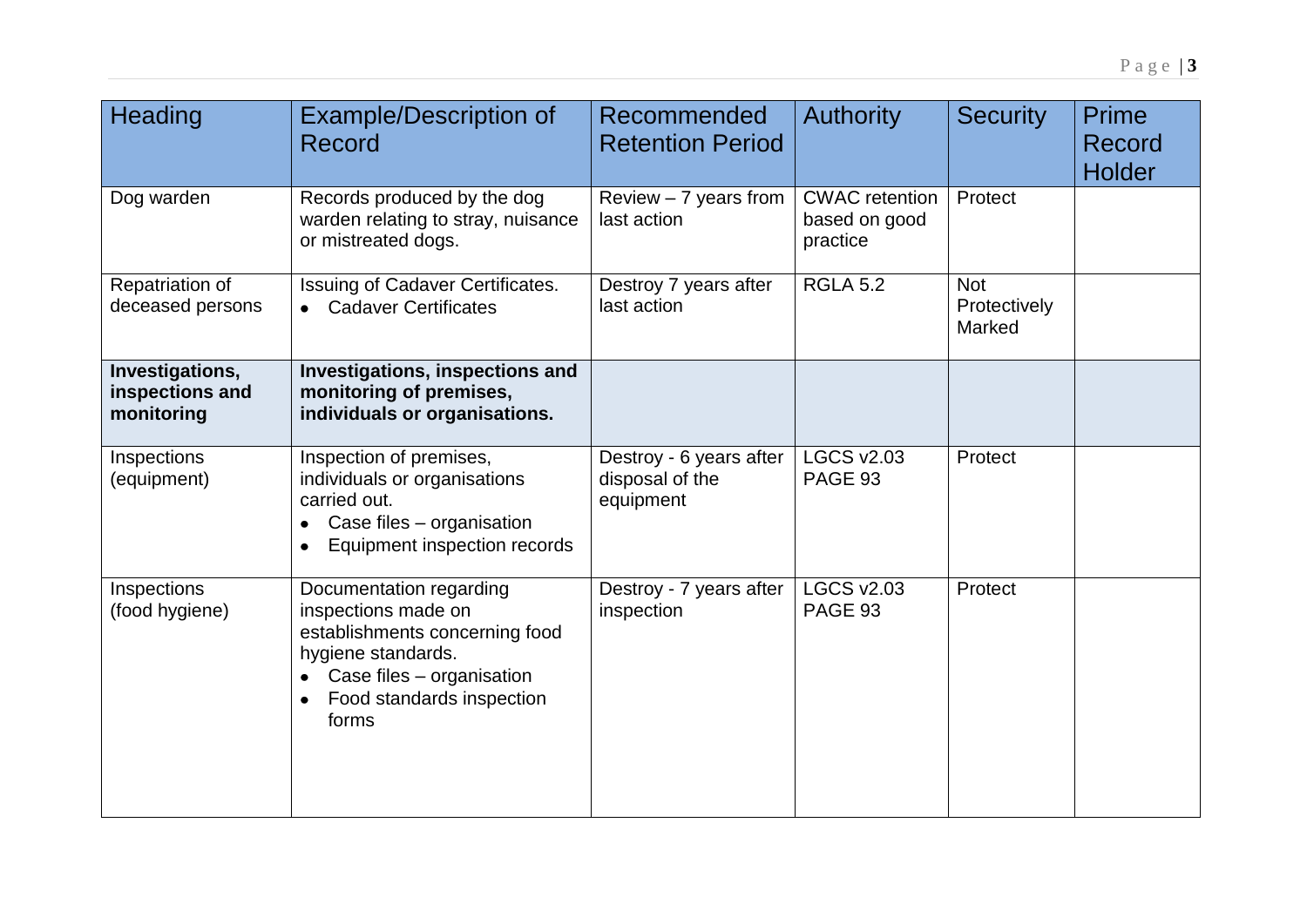| Heading | Example/Description of Record | Recommended Retention Period | Authority | Security | Prime Record Holder |
|---|---|---|---|---|---|
| Dog warden | Records produced by the dog warden relating to stray, nuisance or mistreated dogs. | Review – 7 years from last action | CWAC retention based on good practice | Protect | |
| Repatriation of deceased persons | Issuing of Cadaver Certificates.<br>• Cadaver Certificates | Destroy 7 years after last action | RGLA 5.2 | Not Protectively Marked | |
| **Investigations, inspections and monitoring** | **Investigations, inspections and monitoring of premises, individuals or organisations.** | | | | |
| Inspections (equipment) | Inspection of premises, individuals or organisations carried out.<br>• Case files – organisation<br>• Equipment inspection records | Destroy - 6 years after disposal of the equipment | LGCS v2.03 PAGE 93 | Protect | |
| Inspections (food hygiene) | Documentation regarding inspections made on establishments concerning food hygiene standards.<br>• Case files – organisation<br>• Food standards inspection forms | Destroy - 7 years after inspection | LGCS v2.03 PAGE 93 | Protect | |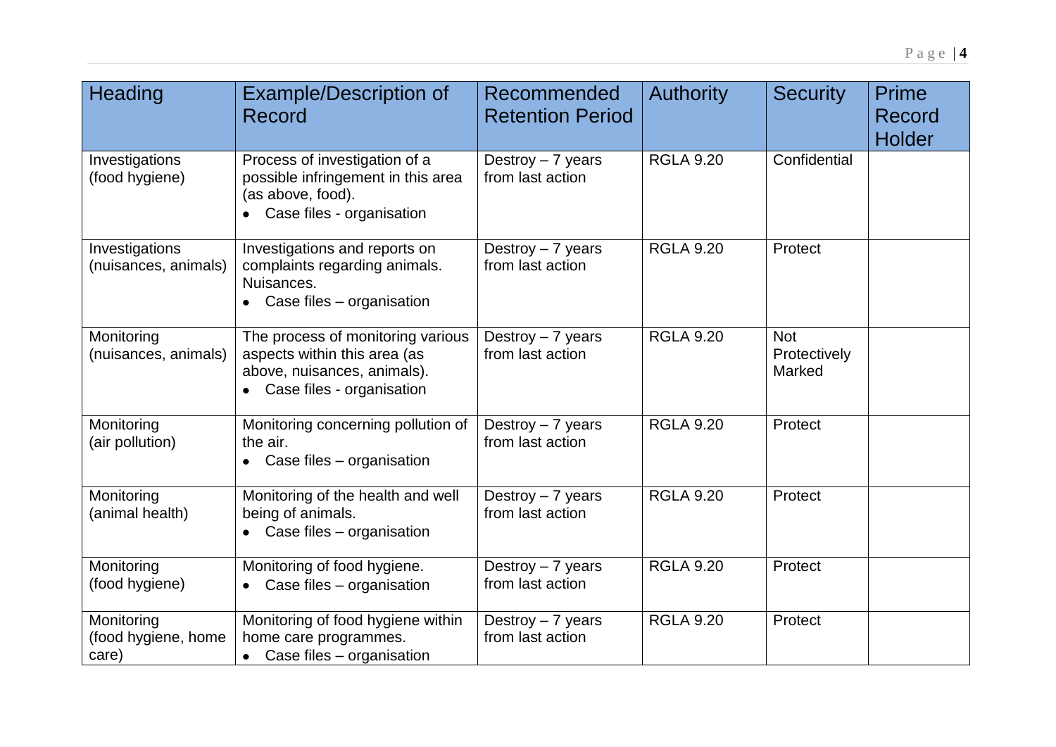| Heading | Example/Description of Record | Recommended Retention Period | Authority | Security | Prime Record Holder |
|---|---|---|---|---|---|
| Investigations (food hygiene) | Process of investigation of a possible infringement in this area (as above, food).<br>• Case files - organisation | Destroy – 7 years from last action | RGLA 9.20 | Confidential | |
| Investigations (nuisances, animals) | Investigations and reports on complaints regarding animals. Nuisances.<br>• Case files – organisation | Destroy – 7 years from last action | RGLA 9.20 | Protect | |
| Monitoring (nuisances, animals) | The process of monitoring various aspects within this area (as above, nuisances, animals).<br>• Case files - organisation | Destroy – 7 years from last action | RGLA 9.20 | Not Protectively Marked | |
| Monitoring (air pollution) | Monitoring concerning pollution of the air.<br>• Case files – organisation | Destroy – 7 years from last action | RGLA 9.20 | Protect | |
| Monitoring (animal health) | Monitoring of the health and well being of animals.<br>• Case files – organisation | Destroy – 7 years from last action | RGLA 9.20 | Protect | |
| Monitoring (food hygiene) | Monitoring of food hygiene.<br>• Case files – organisation | Destroy – 7 years from last action | RGLA 9.20 | Protect | |
| Monitoring (food hygiene, home care) | Monitoring of food hygiene within home care programmes.<br>• Case files – organisation | Destroy – 7 years from last action | RGLA 9.20 | Protect | |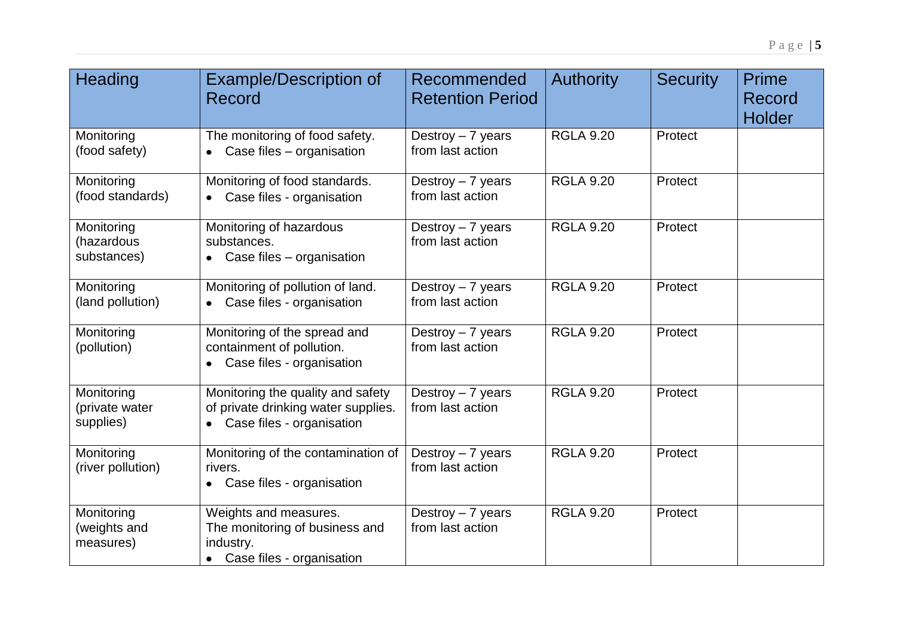| Heading | Example/Description of Record | Recommended Retention Period | Authority | Security | Prime Record Holder |
|---|---|---|---|---|---|
| Monitoring (food safety) | The monitoring of food safety.<br>• Case files – organisation | Destroy – 7 years from last action | RGLA 9.20 | Protect | |
| Monitoring (food standards) | Monitoring of food standards.<br>• Case files - organisation | Destroy – 7 years from last action | RGLA 9.20 | Protect | |
| Monitoring (hazardous substances) | Monitoring of hazardous substances.<br>• Case files – organisation | Destroy – 7 years from last action | RGLA 9.20 | Protect | |
| Monitoring (land pollution) | Monitoring of pollution of land.<br>• Case files - organisation | Destroy – 7 years from last action | RGLA 9.20 | Protect | |
| Monitoring (pollution) | Monitoring of the spread and containment of pollution.<br>• Case files - organisation | Destroy – 7 years from last action | RGLA 9.20 | Protect | |
| Monitoring (private water supplies) | Monitoring the quality and safety of private drinking water supplies.<br>• Case files - organisation | Destroy – 7 years from last action | RGLA 9.20 | Protect | |
| Monitoring (river pollution) | Monitoring of the contamination of rivers.<br>• Case files - organisation | Destroy – 7 years from last action | RGLA 9.20 | Protect | |
| Monitoring (weights and measures) | Weights and measures. The monitoring of business and industry.<br>• Case files - organisation | Destroy – 7 years from last action | RGLA 9.20 | Protect | |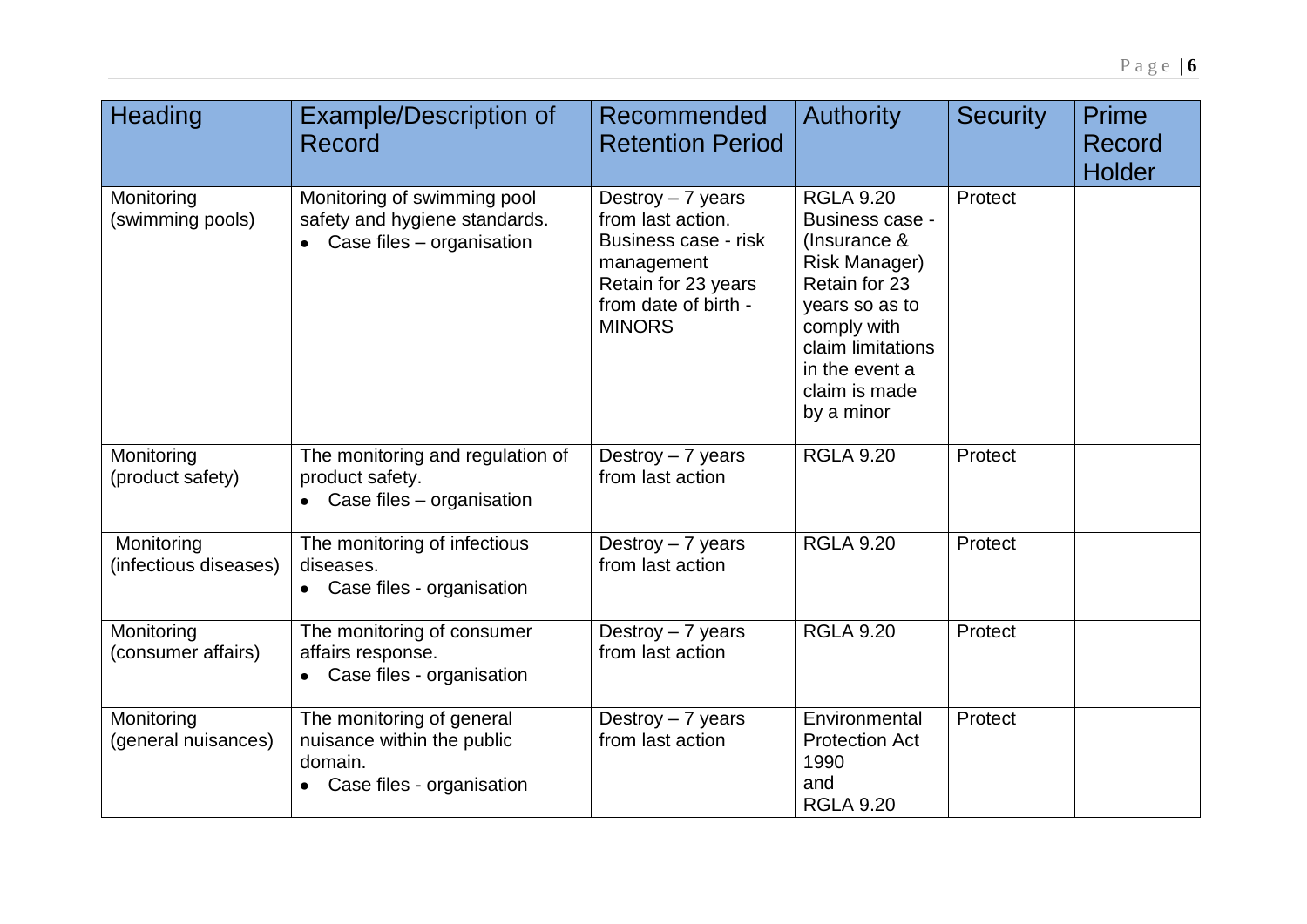| Heading | Example/Description of Record | Recommended Retention Period | Authority | Security | Prime Record Holder |
|---|---|---|---|---|---|
| Monitoring (swimming pools) | Monitoring of swimming pool safety and hygiene standards.<br>• Case files – organisation | Destroy – 7 years from last action.<br>Business case - risk management<br>Retain for 23 years from date of birth - MINORS | RGLA 9.20<br>Business case - (Insurance & Risk Manager)<br>Retain for 23 years so as to comply with claim limitations in the event a claim is made by a minor | Protect | |
| Monitoring (product safety) | The monitoring and regulation of product safety.<br>• Case files – organisation | Destroy – 7 years from last action | RGLA 9.20 | Protect | |
| Monitoring (infectious diseases) | The monitoring of infectious diseases.<br>• Case files - organisation | Destroy – 7 years from last action | RGLA 9.20 | Protect | |
| Monitoring (consumer affairs) | The monitoring of consumer affairs response.<br>• Case files - organisation | Destroy – 7 years from last action | RGLA 9.20 | Protect | |
| Monitoring (general nuisances) | The monitoring of general nuisance within the public domain.<br>• Case files - organisation | Destroy – 7 years from last action | Environmental Protection Act 1990<br>and<br>RGLA 9.20 | Protect | |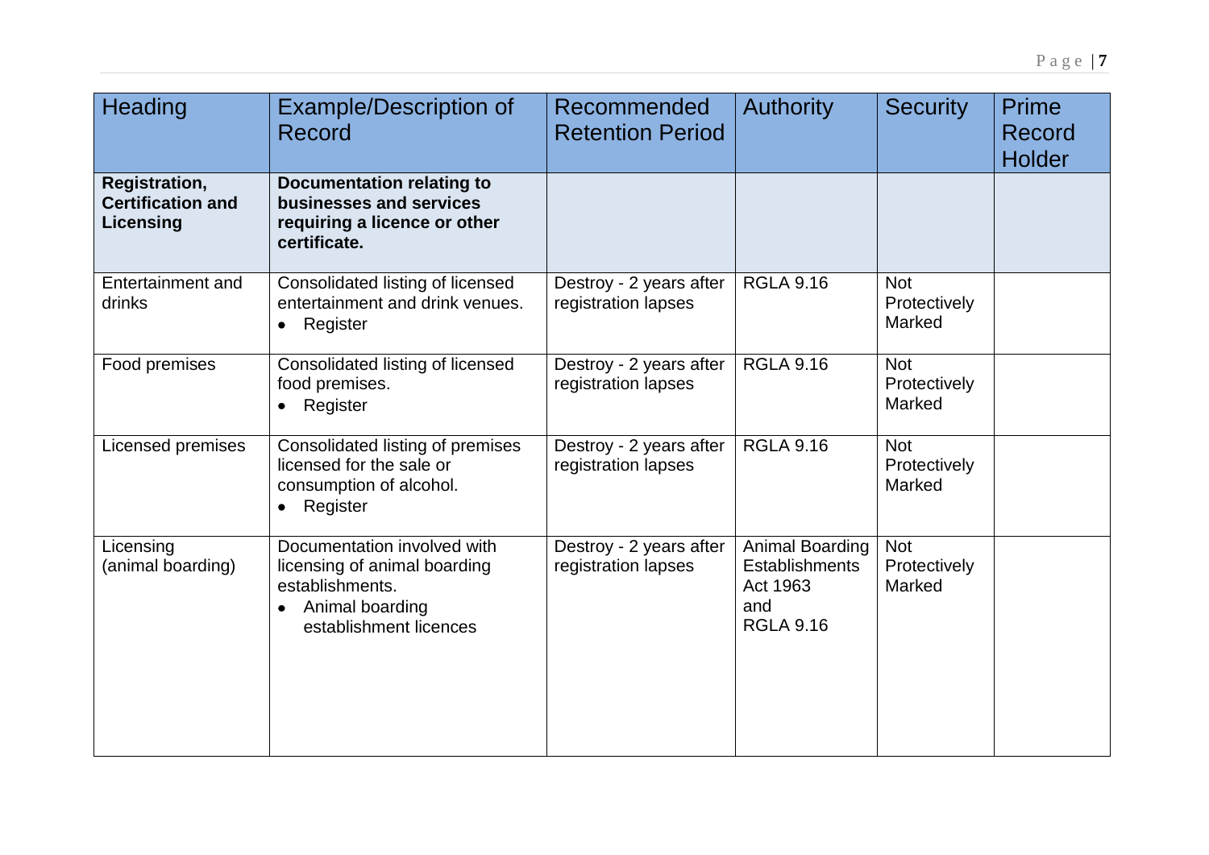| Heading | Example/Description of Record | Recommended Retention Period | Authority | Security | Prime Record Holder |
|---|---|---|---|---|---|
| **Registration, Certification and Licensing** | **Documentation relating to businesses and services requiring a licence or other certificate.** | | | | |
| Entertainment and drinks | Consolidated listing of licensed entertainment and drink venues.<br>• Register | Destroy - 2 years after registration lapses | RGLA 9.16 | Not Protectively Marked | |
| Food premises | Consolidated listing of licensed food premises.<br>• Register | Destroy - 2 years after registration lapses | RGLA 9.16 | Not Protectively Marked | |
| Licensed premises | Consolidated listing of premises licensed for the sale or consumption of alcohol.<br>• Register | Destroy - 2 years after registration lapses | RGLA 9.16 | Not Protectively Marked | |
| Licensing (animal boarding) | Documentation involved with licensing of animal boarding establishments.<br>• Animal boarding establishment licences | Destroy - 2 years after registration lapses | Animal Boarding Establishments Act 1963 and RGLA 9.16 | Not Protectively Marked | |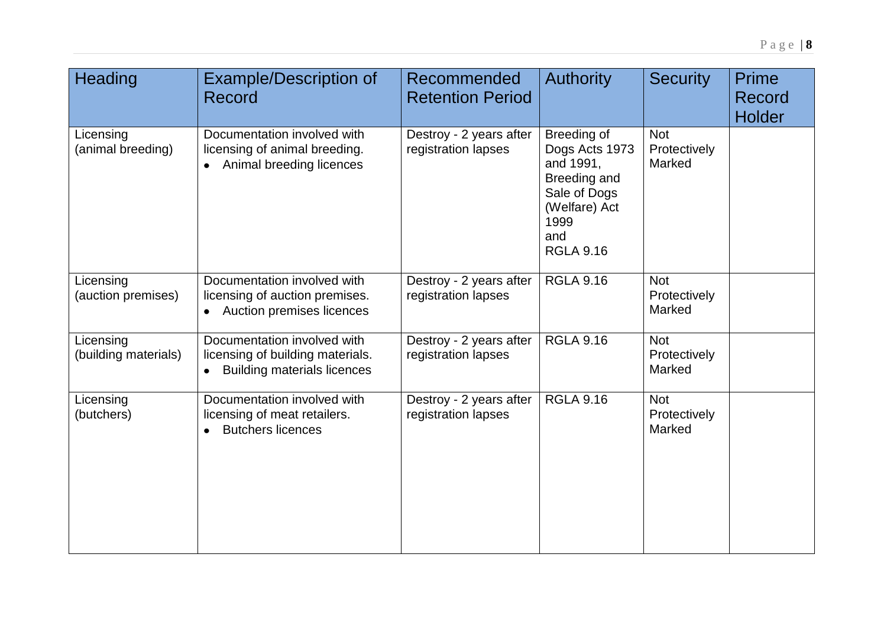| Heading | Example/Description of Record | Recommended Retention Period | Authority | Security | Prime Record Holder |
|---|---|---|---|---|---|
| Licensing (animal breeding) | Documentation involved with licensing of animal breeding.<br>• Animal breeding licences | Destroy - 2 years after registration lapses | Breeding of Dogs Acts 1973 and 1991, Breeding and Sale of Dogs (Welfare) Act 1999 and RGLA 9.16 | Not Protectively Marked | |
| Licensing (auction premises) | Documentation involved with licensing of auction premises.<br>• Auction premises licences | Destroy - 2 years after registration lapses | RGLA 9.16 | Not Protectively Marked | |
| Licensing (building materials) | Documentation involved with licensing of building materials.<br>• Building materials licences | Destroy - 2 years after registration lapses | RGLA 9.16 | Not Protectively Marked | |
| Licensing (butchers) | Documentation involved with licensing of meat retailers.<br>• Butchers licences | Destroy - 2 years after registration lapses | RGLA 9.16 | Not Protectively Marked | |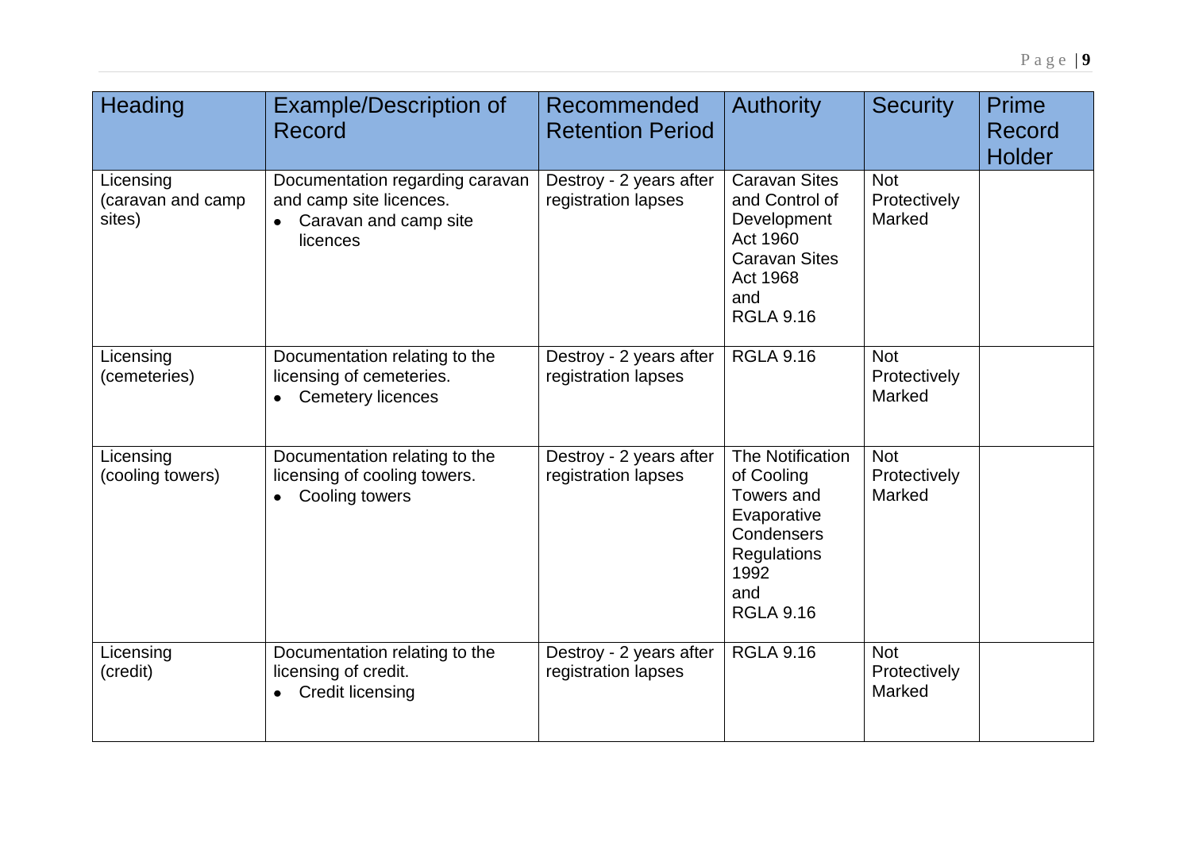| Heading | Example/Description of Record | Recommended Retention Period | Authority | Security | Prime Record Holder |
|---|---|---|---|---|---|
| Licensing (caravan and camp sites) | Documentation regarding caravan and camp site licences.<br>• Caravan and camp site licences | Destroy - 2 years after registration lapses | Caravan Sites and Control of Development Act 1960<br>Caravan Sites Act 1968<br>and<br>RGLA 9.16 | Not Protectively Marked | |
| Licensing (cemeteries) | Documentation relating to the licensing of cemeteries.<br>• Cemetery licences | Destroy - 2 years after registration lapses | RGLA 9.16 | Not Protectively Marked | |
| Licensing (cooling towers) | Documentation relating to the licensing of cooling towers.<br>• Cooling towers | Destroy - 2 years after registration lapses | The Notification of Cooling Towers and Evaporative Condensers Regulations 1992<br>and<br>RGLA 9.16 | Not Protectively Marked | |
| Licensing (credit) | Documentation relating to the licensing of credit.<br>• Credit licensing | Destroy - 2 years after registration lapses | RGLA 9.16 | Not Protectively Marked | |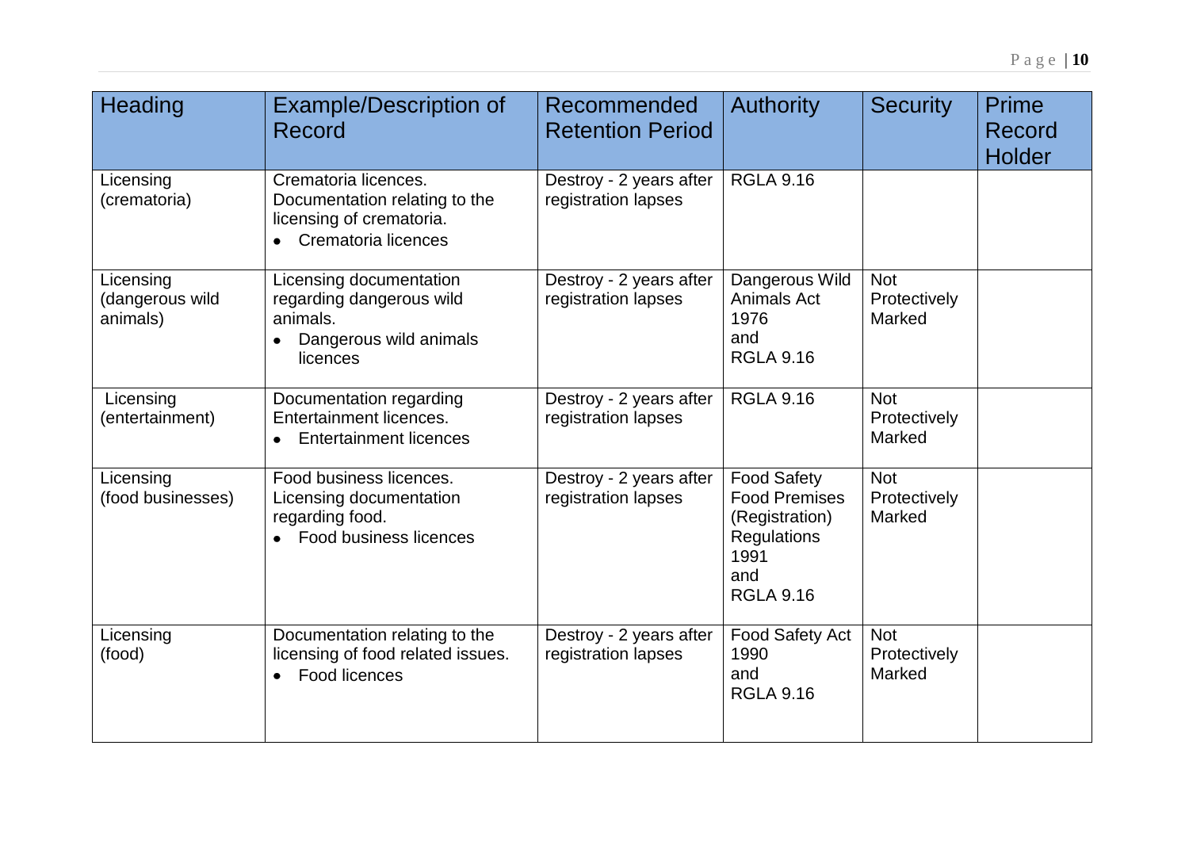| Heading | Example/Description of Record | Recommended Retention Period | Authority | Security | Prime Record Holder |
|---|---|---|---|---|---|
| Licensing (crematoria) | Crematoria licences. Documentation relating to the licensing of crematoria.<br>• Crematoria licences | Destroy - 2 years after registration lapses | RGLA 9.16 | | |
| Licensing (dangerous wild animals) | Licensing documentation regarding dangerous wild animals.<br>• Dangerous wild animals licences | Destroy - 2 years after registration lapses | Dangerous Wild Animals Act 1976 and RGLA 9.16 | Not Protectively Marked | |
| Licensing (entertainment) | Documentation regarding Entertainment licences.<br>• Entertainment licences | Destroy - 2 years after registration lapses | RGLA 9.16 | Not Protectively Marked | |
| Licensing (food businesses) | Food business licences. Licensing documentation regarding food.<br>• Food business licences | Destroy - 2 years after registration lapses | Food Safety Food Premises (Registration) Regulations 1991 and RGLA 9.16 | Not Protectively Marked | |
| Licensing (food) | Documentation relating to the licensing of food related issues.<br>• Food licences | Destroy - 2 years after registration lapses | Food Safety Act 1990 and RGLA 9.16 | Not Protectively Marked | |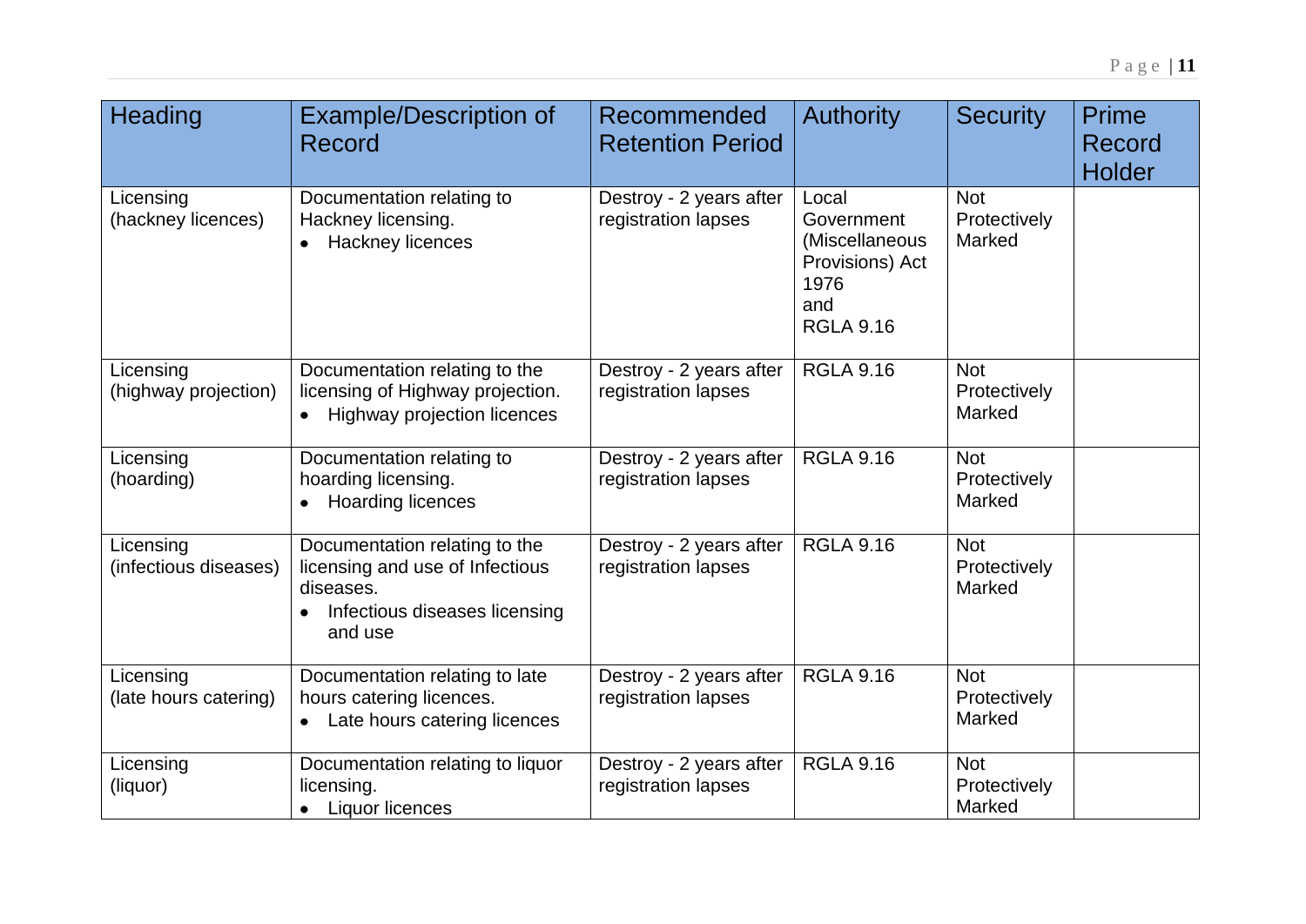| Heading | Example/Description of Record | Recommended Retention Period | Authority | Security | Prime Record Holder |
|---|---|---|---|---|---|
| Licensing (hackney licences) | Documentation relating to Hackney licensing.<br>• Hackney licences | Destroy - 2 years after registration lapses | Local Government (Miscellaneous Provisions) Act 1976 and RGLA 9.16 | Not Protectively Marked | |
| Licensing (highway projection) | Documentation relating to the licensing of Highway projection.<br>• Highway projection licences | Destroy - 2 years after registration lapses | RGLA 9.16 | Not Protectively Marked | |
| Licensing (hoarding) | Documentation relating to hoarding licensing.<br>• Hoarding licences | Destroy - 2 years after registration lapses | RGLA 9.16 | Not Protectively Marked | |
| Licensing (infectious diseases) | Documentation relating to the licensing and use of Infectious diseases.<br>• Infectious diseases licensing and use | Destroy - 2 years after registration lapses | RGLA 9.16 | Not Protectively Marked | |
| Licensing (late hours catering) | Documentation relating to late hours catering licences.<br>• Late hours catering licences | Destroy - 2 years after registration lapses | RGLA 9.16 | Not Protectively Marked | |
| Licensing (liquor) | Documentation relating to liquor licensing.<br>• Liquor licences | Destroy - 2 years after registration lapses | RGLA 9.16 | Not Protectively Marked | |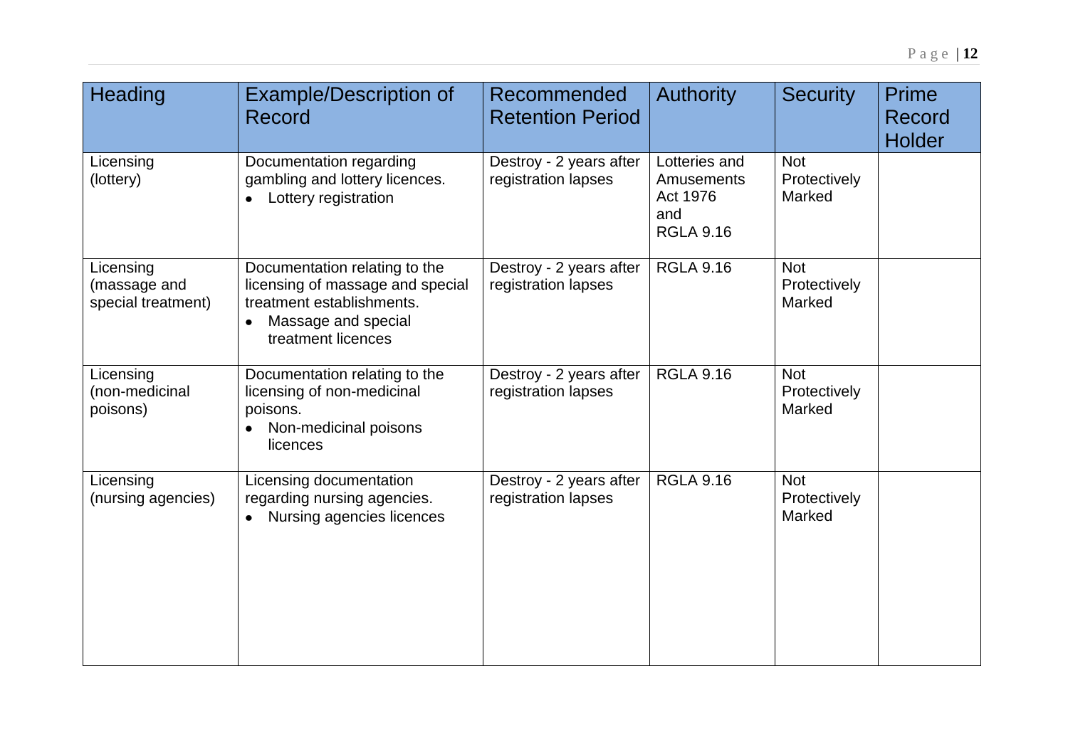| Heading | Example/Description of Record | Recommended Retention Period | Authority | Security | Prime Record Holder |
|---|---|---|---|---|---|
| Licensing (lottery) | Documentation regarding gambling and lottery licences.<br>• Lottery registration | Destroy - 2 years after registration lapses | Lotteries and Amusements Act 1976 and RGLA 9.16 | Not Protectively Marked | |
| Licensing (massage and special treatment) | Documentation relating to the licensing of massage and special treatment establishments.<br>• Massage and special treatment licences | Destroy - 2 years after registration lapses | RGLA 9.16 | Not Protectively Marked | |
| Licensing (non-medicinal poisons) | Documentation relating to the licensing of non-medicinal poisons.<br>• Non-medicinal poisons licences | Destroy - 2 years after registration lapses | RGLA 9.16 | Not Protectively Marked | |
| Licensing (nursing agencies) | Licensing documentation regarding nursing agencies.<br>• Nursing agencies licences | Destroy - 2 years after registration lapses | RGLA 9.16 | Not Protectively Marked | |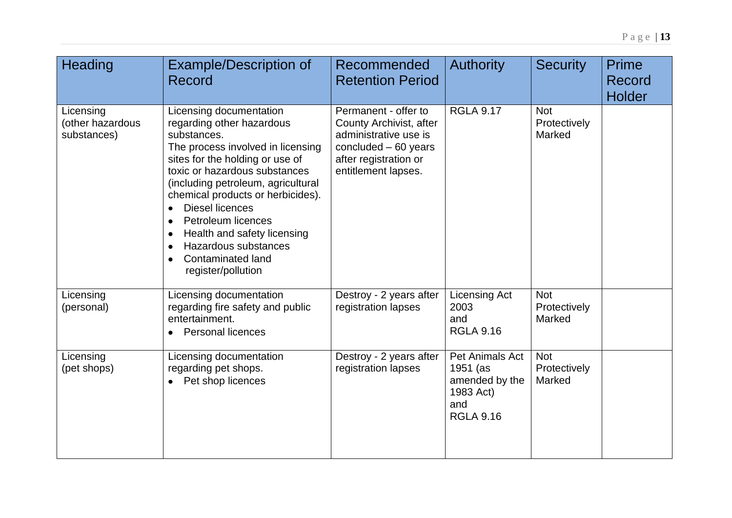| Heading | Example/Description of Record | Recommended Retention Period | Authority | Security | Prime Record Holder |
|---|---|---|---|---|---|
| Licensing (other hazardous substances) | Licensing documentation regarding other hazardous substances.<br>The process involved in licensing sites for the holding or use of toxic or hazardous substances (including petroleum, agricultural chemical products or herbicides).<br>• Diesel licences<br>• Petroleum licences<br>• Health and safety licensing<br>• Hazardous substances<br>• Contaminated land register/pollution | Permanent - offer to County Archivist, after administrative use is concluded – 60 years after registration or entitlement lapses. | RGLA 9.17 | Not Protectively Marked | |
| Licensing (personal) | Licensing documentation regarding fire safety and public entertainment.<br>• Personal licences | Destroy - 2 years after registration lapses | Licensing Act 2003 and RGLA 9.16 | Not Protectively Marked | |
| Licensing (pet shops) | Licensing documentation regarding pet shops.<br>• Pet shop licences | Destroy - 2 years after registration lapses | Pet Animals Act 1951 (as amended by the 1983 Act) and RGLA 9.16 | Not Protectively Marked | |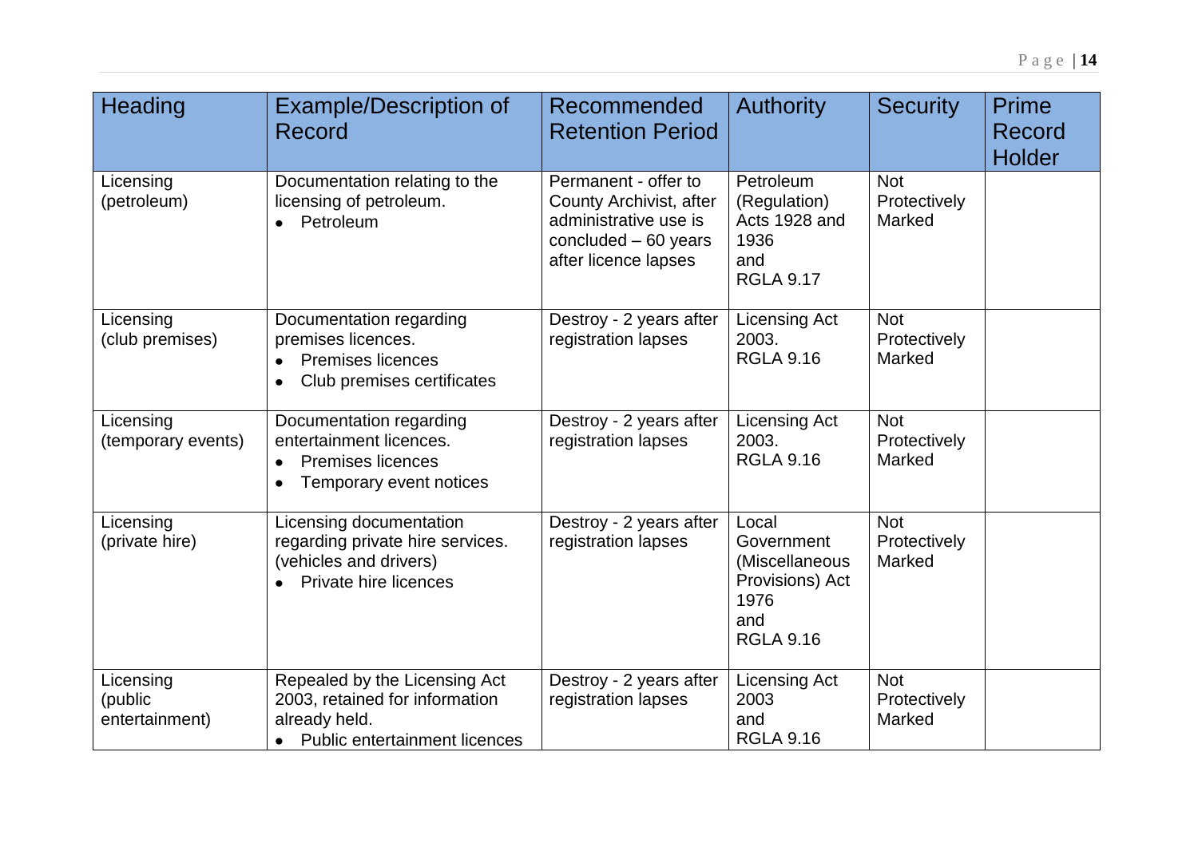| Heading | Example/Description of Record | Recommended Retention Period | Authority | Security | Prime Record Holder |
|---|---|---|---|---|---|
| Licensing (petroleum) | Documentation relating to the licensing of petroleum.<br>• Petroleum | Permanent - offer to County Archivist, after administrative use is concluded – 60 years after licence lapses | Petroleum (Regulation) Acts 1928 and 1936 and RGLA 9.17 | Not Protectively Marked | |
| Licensing (club premises) | Documentation regarding premises licences.<br>• Premises licences<br>• Club premises certificates | Destroy - 2 years after registration lapses | Licensing Act 2003. RGLA 9.16 | Not Protectively Marked | |
| Licensing (temporary events) | Documentation regarding entertainment licences.<br>• Premises licences<br>• Temporary event notices | Destroy - 2 years after registration lapses | Licensing Act 2003. RGLA 9.16 | Not Protectively Marked | |
| Licensing (private hire) | Licensing documentation regarding private hire services. (vehicles and drivers)<br>• Private hire licences | Destroy - 2 years after registration lapses | Local Government (Miscellaneous Provisions) Act 1976 and RGLA 9.16 | Not Protectively Marked | |
| Licensing (public entertainment) | Repealed by the Licensing Act 2003, retained for information already held.<br>• Public entertainment licences | Destroy - 2 years after registration lapses | Licensing Act 2003 and RGLA 9.16 | Not Protectively Marked | |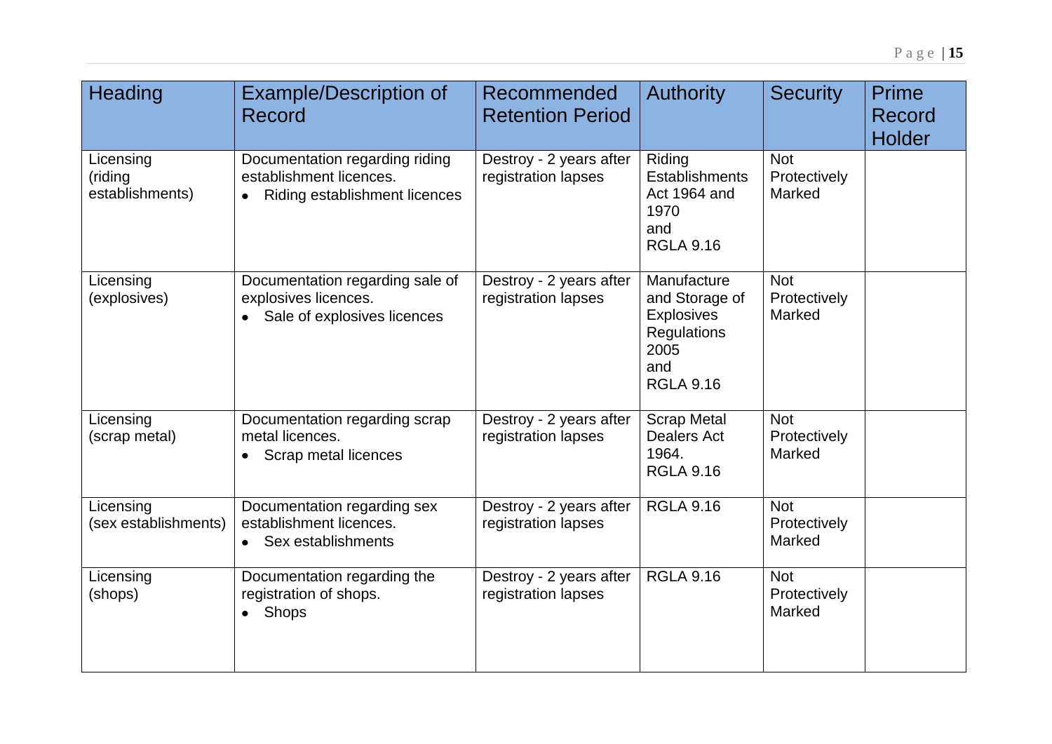| Heading | Example/Description of Record | Recommended Retention Period | Authority | Security | Prime Record Holder |
|---|---|---|---|---|---|
| Licensing (riding establishments) | Documentation regarding riding establishment licences.<br>• Riding establishment licences | Destroy - 2 years after registration lapses | Riding Establishments Act 1964 and 1970 and RGLA 9.16 | Not Protectively Marked | |
| Licensing (explosives) | Documentation regarding sale of explosives licences.<br>• Sale of explosives licences | Destroy - 2 years after registration lapses | Manufacture and Storage of Explosives Regulations 2005 and RGLA 9.16 | Not Protectively Marked | |
| Licensing (scrap metal) | Documentation regarding scrap metal licences.<br>• Scrap metal licences | Destroy - 2 years after registration lapses | Scrap Metal Dealers Act 1964. RGLA 9.16 | Not Protectively Marked | |
| Licensing (sex establishments) | Documentation regarding sex establishment licences.<br>• Sex establishments | Destroy - 2 years after registration lapses | RGLA 9.16 | Not Protectively Marked | |
| Licensing (shops) | Documentation regarding the registration of shops.<br>• Shops | Destroy - 2 years after registration lapses | RGLA 9.16 | Not Protectively Marked | |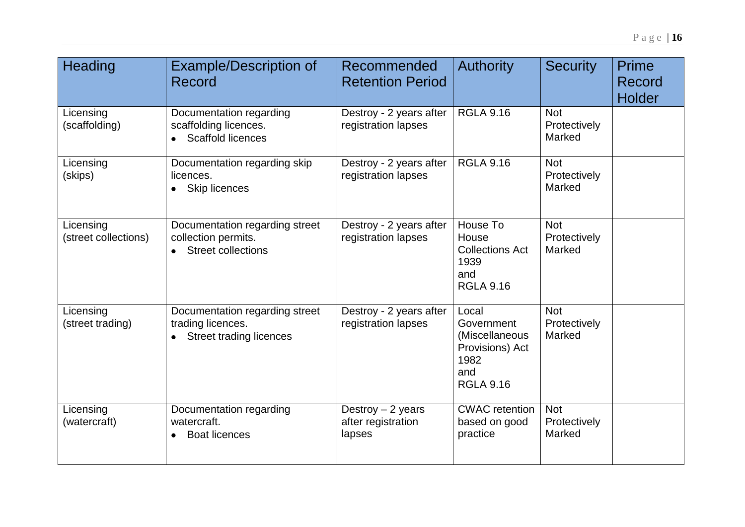| Heading | Example/Description of Record | Recommended Retention Period | Authority | Security | Prime Record Holder |
|---|---|---|---|---|---|
| Licensing (scaffolding) | Documentation regarding scaffolding licences.<br>• Scaffold licences | Destroy - 2 years after registration lapses | RGLA 9.16 | Not Protectively Marked | |
| Licensing (skips) | Documentation regarding skip licences.<br>• Skip licences | Destroy - 2 years after registration lapses | RGLA 9.16 | Not Protectively Marked | |
| Licensing (street collections) | Documentation regarding street collection permits.<br>• Street collections | Destroy - 2 years after registration lapses | House To House Collections Act 1939 and RGLA 9.16 | Not Protectively Marked | |
| Licensing (street trading) | Documentation regarding street trading licences.<br>• Street trading licences | Destroy - 2 years after registration lapses | Local Government (Miscellaneous Provisions) Act 1982 and RGLA 9.16 | Not Protectively Marked | |
| Licensing (watercraft) | Documentation regarding watercraft.<br>• Boat licences | Destroy – 2 years after registration lapses | CWAC retention based on good practice | Not Protectively Marked | |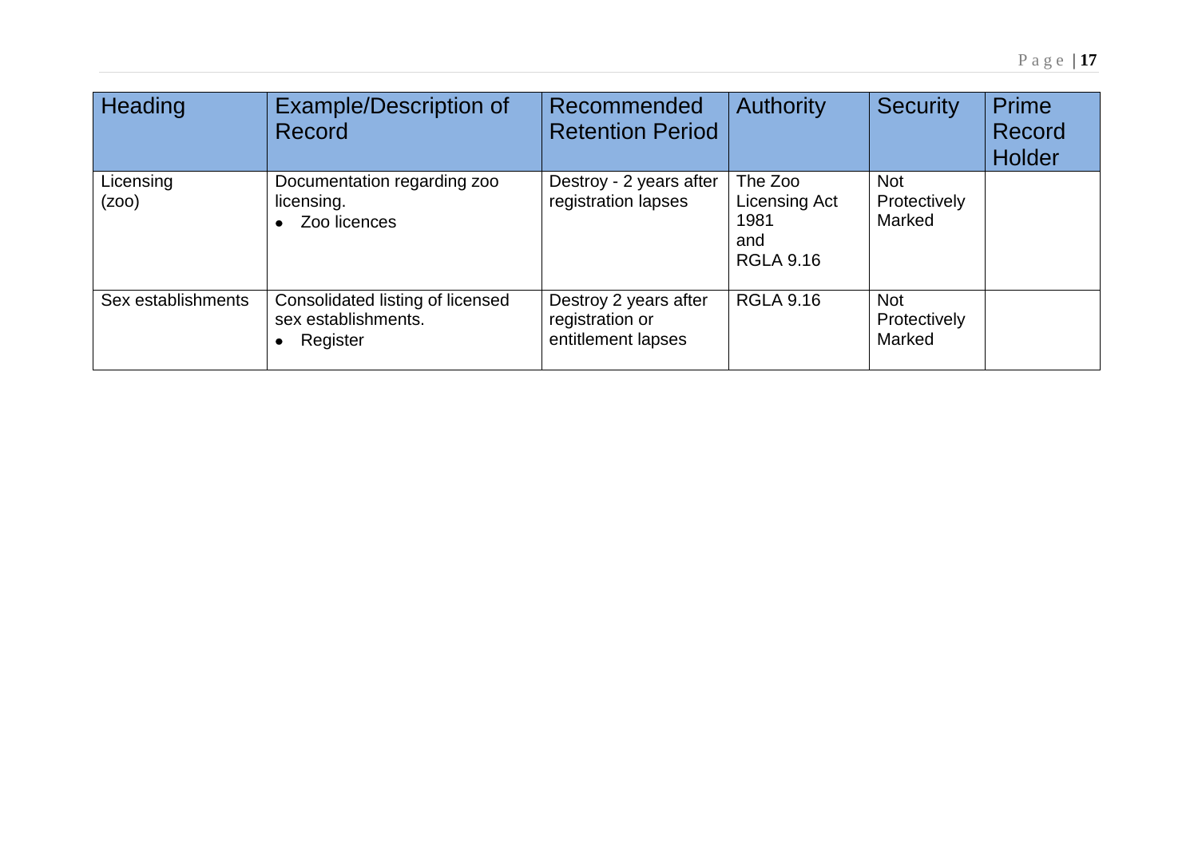| Heading | Example/Description of Record | Recommended Retention Period | Authority | Security | Prime Record Holder |
|---|---|---|---|---|---|
| Licensing (zoo) | Documentation regarding zoo licensing. <br>• Zoo licences | Destroy - 2 years after registration lapses | The Zoo Licensing Act 1981 and RGLA 9.16 | Not Protectively Marked | |
| Sex establishments | Consolidated listing of licensed sex establishments. <br>• Register | Destroy 2 years after registration or entitlement lapses | RGLA 9.16 | Not Protectively Marked | |